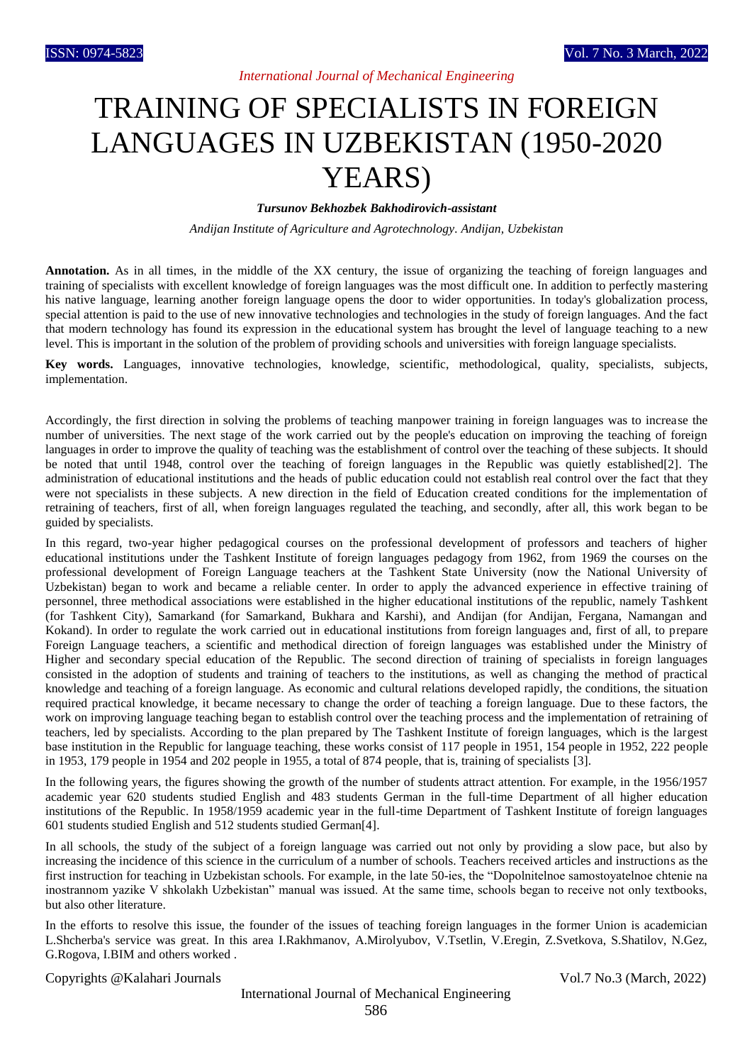# TRAINING OF SPECIALISTS IN FOREIGN LANGUAGES IN UZBEKISTAN (1950-2020 YEARS)

***Tursunov Bekhozbek Bakhodirovich-assistant***

*Andijan Institute of Agriculture and Agrotechnology. Andijan, Uzbekistan*

**Annotation.** As in all times, in the middle of the XX century, the issue of organizing the teaching of foreign languages and training of specialists with excellent knowledge of foreign languages was the most difficult one. In addition to perfectly mastering his native language, learning another foreign language opens the door to wider opportunities. In today's globalization process, special attention is paid to the use of new innovative technologies and technologies in the study of foreign languages. And the fact that modern technology has found its expression in the educational system has brought the level of language teaching to a new level. This is important in the solution of the problem of providing schools and universities with foreign language specialists.

**Key words.** Languages, innovative technologies, knowledge, scientific, methodological, quality, specialists, subjects, implementation.

Accordingly, the first direction in solving the problems of teaching manpower training in foreign languages was to increase the number of universities. The next stage of the work carried out by the people's education on improving the teaching of foreign languages in order to improve the quality of teaching was the establishment of control over the teaching of these subjects. It should be noted that until 1948, control over the teaching of foreign languages in the Republic was quietly established[2]. The administration of educational institutions and the heads of public education could not establish real control over the fact that they were not specialists in these subjects. A new direction in the field of Education created conditions for the implementation of retraining of teachers, first of all, when foreign languages regulated the teaching, and secondly, after all, this work began to be guided by specialists.

In this regard, two-year higher pedagogical courses on the professional development of professors and teachers of higher educational institutions under the Tashkent Institute of foreign languages pedagogy from 1962, from 1969 the courses on the professional development of Foreign Language teachers at the Tashkent State University (now the National University of Uzbekistan) began to work and became a reliable center. In order to apply the advanced experience in effective training of personnel, three methodical associations were established in the higher educational institutions of the republic, namely Tashkent (for Tashkent City), Samarkand (for Samarkand, Bukhara and Karshi), and Andijan (for Andijan, Fergana, Namangan and Kokand). In order to regulate the work carried out in educational institutions from foreign languages and, first of all, to prepare Foreign Language teachers, a scientific and methodical direction of foreign languages was established under the Ministry of Higher and secondary special education of the Republic. The second direction of training of specialists in foreign languages consisted in the adoption of students and training of teachers to the institutions, as well as changing the method of practical knowledge and teaching of a foreign language. As economic and cultural relations developed rapidly, the conditions, the situation required practical knowledge, it became necessary to change the order of teaching a foreign language. Due to these factors, the work on improving language teaching began to establish control over the teaching process and the implementation of retraining of teachers, led by specialists. According to the plan prepared by The Tashkent Institute of foreign languages, which is the largest base institution in the Republic for language teaching, these works consist of 117 people in 1951, 154 people in 1952, 222 people in 1953, 179 people in 1954 and 202 people in 1955, a total of 874 people, that is, training of specialists [3].

In the following years, the figures showing the growth of the number of students attract attention. For example, in the 1956/1957 academic year 620 students studied English and 483 students German in the full-time Department of all higher education institutions of the Republic. In 1958/1959 academic year in the full-time Department of Tashkent Institute of foreign languages 601 students studied English and 512 students studied German[4].

In all schools, the study of the subject of a foreign language was carried out not only by providing a slow pace, but also by increasing the incidence of this science in the curriculum of a number of schools. Teachers received articles and instructions as the first instruction for teaching in Uzbekistan schools. For example, in the late 50-ies, the "Dopolnitelnoe samostoyatelnoe chtenie na inostrannom yazike V shkolakh Uzbekistan" manual was issued. At the same time, schools began to receive not only textbooks, but also other literature.

In the efforts to resolve this issue, the founder of the issues of teaching foreign languages in the former Union is academician L.Shcherba's service was great. In this area I.Rakhmanov, A.Mirolyubov, V.Tsetlin, V.Eregin, Z.Svetkova, S.Shatilov, N.Gez, G.Rogova, I.BIM and others worked .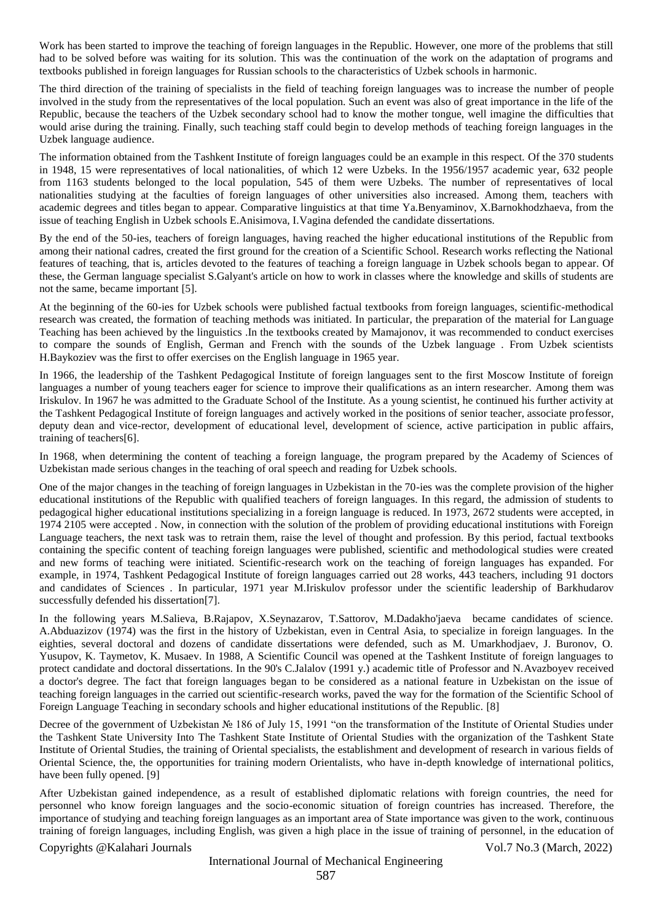Work has been started to improve the teaching of foreign languages in the Republic. However, one more of the problems that still had to be solved before was waiting for its solution. This was the continuation of the work on the adaptation of programs and textbooks published in foreign languages for Russian schools to the characteristics of Uzbek schools in harmonic.

The third direction of the training of specialists in the field of teaching foreign languages was to increase the number of people involved in the study from the representatives of the local population. Such an event was also of great importance in the life of the Republic, because the teachers of the Uzbek secondary school had to know the mother tongue, well imagine the difficulties that would arise during the training. Finally, such teaching staff could begin to develop methods of teaching foreign languages in the Uzbek language audience.

The information obtained from the Tashkent Institute of foreign languages could be an example in this respect. Of the 370 students in 1948, 15 were representatives of local nationalities, of which 12 were Uzbeks. In the 1956/1957 academic year, 632 people from 1163 students belonged to the local population, 545 of them were Uzbeks. The number of representatives of local nationalities studying at the faculties of foreign languages of other universities also increased. Among them, teachers with academic degrees and titles began to appear. Comparative linguistics at that time Ya.Benyaminov, X.Barnokhodzhaeva, from the issue of teaching English in Uzbek schools E.Anisimova, I.Vagina defended the candidate dissertations.

By the end of the 50-ies, teachers of foreign languages, having reached the higher educational institutions of the Republic from among their national cadres, created the first ground for the creation of a Scientific School. Research works reflecting the National features of teaching, that is, articles devoted to the features of teaching a foreign language in Uzbek schools began to appear. Of these, the German language specialist S.Galyant's article on how to work in classes where the knowledge and skills of students are not the same, became important [5].

At the beginning of the 60-ies for Uzbek schools were published factual textbooks from foreign languages, scientific-methodical research was created, the formation of teaching methods was initiated. In particular, the preparation of the material for Language Teaching has been achieved by the linguistics .In the textbooks created by Mamajonov, it was recommended to conduct exercises to compare the sounds of English, German and French with the sounds of the Uzbek language . From Uzbek scientists H.Baykoziev was the first to offer exercises on the English language in 1965 year.

In 1966, the leadership of the Tashkent Pedagogical Institute of foreign languages sent to the first Moscow Institute of foreign languages a number of young teachers eager for science to improve their qualifications as an intern researcher. Among them was Iriskulov. In 1967 he was admitted to the Graduate School of the Institute. As a young scientist, he continued his further activity at the Tashkent Pedagogical Institute of foreign languages and actively worked in the positions of senior teacher, associate professor, deputy dean and vice-rector, development of educational level, development of science, active participation in public affairs, training of teachers[6].

In 1968, when determining the content of teaching a foreign language, the program prepared by the Academy of Sciences of Uzbekistan made serious changes in the teaching of oral speech and reading for Uzbek schools.

One of the major changes in the teaching of foreign languages in Uzbekistan in the 70-ies was the complete provision of the higher educational institutions of the Republic with qualified teachers of foreign languages. In this regard, the admission of students to pedagogical higher educational institutions specializing in a foreign language is reduced. In 1973, 2672 students were accepted, in 1974 2105 were accepted . Now, in connection with the solution of the problem of providing educational institutions with Foreign Language teachers, the next task was to retrain them, raise the level of thought and profession. By this period, factual textbooks containing the specific content of teaching foreign languages were published, scientific and methodological studies were created and new forms of teaching were initiated. Scientific-research work on the teaching of foreign languages has expanded. For example, in 1974, Tashkent Pedagogical Institute of foreign languages carried out 28 works, 443 teachers, including 91 doctors and candidates of Sciences . In particular, 1971 year M.Iriskulov professor under the scientific leadership of Barkhudarov successfully defended his dissertation[7].

In the following years M.Salieva, B.Rajapov, X.Seynazarov, T.Sattorov, M.Dadakho'jaeva became candidates of science. A.Abduazizov (1974) was the first in the history of Uzbekistan, even in Central Asia, to specialize in foreign languages. In the eighties, several doctoral and dozens of candidate dissertations were defended, such as M. Umarkhodjaev, J. Buronov, O. Yusupov, K. Taymetov, K. Musaev. In 1988, A Scientific Council was opened at the Tashkent Institute of foreign languages to protect candidate and doctoral dissertations. In the 90's C.Jalalov (1991 y.) academic title of Professor and N.Avazboyev received a doctor's degree. The fact that foreign languages began to be considered as a national feature in Uzbekistan on the issue of teaching foreign languages in the carried out scientific-research works, paved the way for the formation of the Scientific School of Foreign Language Teaching in secondary schools and higher educational institutions of the Republic. [8]

Decree of the government of Uzbekistan № 186 of July 15, 1991 "on the transformation of the Institute of Oriental Studies under the Tashkent State University Into The Tashkent State Institute of Oriental Studies with the organization of the Tashkent State Institute of Oriental Studies, the training of Oriental specialists, the establishment and development of research in various fields of Oriental Science, the, the opportunities for training modern Orientalists, who have in-depth knowledge of international politics, have been fully opened. [9]

After Uzbekistan gained independence, as a result of established diplomatic relations with foreign countries, the need for personnel who know foreign languages and the socio-economic situation of foreign countries has increased. Therefore, the importance of studying and teaching foreign languages as an important area of State importance was given to the work, continuous training of foreign languages, including English, was given a high place in the issue of training of personnel, in the education of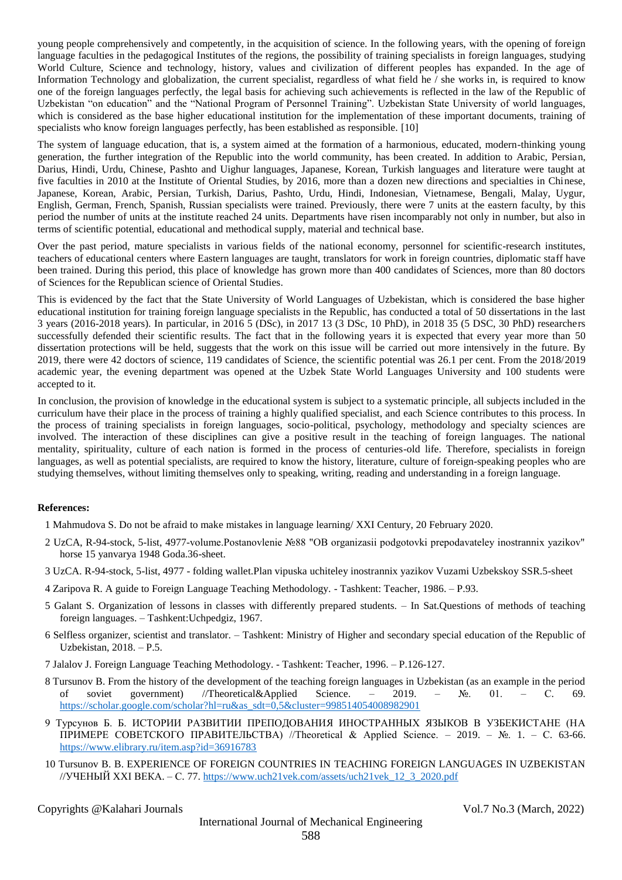young people comprehensively and competently, in the acquisition of science. In the following years, with the opening of foreign language faculties in the pedagogical Institutes of the regions, the possibility of training specialists in foreign languages, studying World Culture, Science and technology, history, values and civilization of different peoples has expanded. In the age of Information Technology and globalization, the current specialist, regardless of what field he / she works in, is required to know one of the foreign languages perfectly, the legal basis for achieving such achievements is reflected in the law of the Republic of Uzbekistan "on education" and the "National Program of Personnel Training". Uzbekistan State University of world languages, which is considered as the base higher educational institution for the implementation of these important documents, training of specialists who know foreign languages perfectly, has been established as responsible. [10]

The system of language education, that is, a system aimed at the formation of a harmonious, educated, modern-thinking young generation, the further integration of the Republic into the world community, has been created. In addition to Arabic, Persian, Darius, Hindi, Urdu, Chinese, Pashto and Uighur languages, Japanese, Korean, Turkish languages and literature were taught at five faculties in 2010 at the Institute of Oriental Studies, by 2016, more than a dozen new directions and specialties in Chinese, Japanese, Korean, Arabic, Persian, Turkish, Darius, Pashto, Urdu, Hindi, Indonesian, Vietnamese, Bengali, Malay, Uygur, English, German, French, Spanish, Russian specialists were trained. Previously, there were 7 units at the eastern faculty, by this period the number of units at the institute reached 24 units. Departments have risen incomparably not only in number, but also in terms of scientific potential, educational and methodical supply, material and technical base.

Over the past period, mature specialists in various fields of the national economy, personnel for scientific-research institutes, teachers of educational centers where Eastern languages are taught, translators for work in foreign countries, diplomatic staff have been trained. During this period, this place of knowledge has grown more than 400 candidates of Sciences, more than 80 doctors of Sciences for the Republican science of Oriental Studies.

This is evidenced by the fact that the State University of World Languages of Uzbekistan, which is considered the base higher educational institution for training foreign language specialists in the Republic, has conducted a total of 50 dissertations in the last 3 years (2016-2018 years). In particular, in 2016 5 (DSc), in 2017 13 (3 DSc, 10 PhD), in 2018 35 (5 DSC, 30 PhD) researchers successfully defended their scientific results. The fact that in the following years it is expected that every year more than 50 dissertation protections will be held, suggests that the work on this issue will be carried out more intensively in the future. By 2019, there were 42 doctors of science, 119 candidates of Science, the scientific potential was 26.1 per cent. From the 2018/2019 academic year, the evening department was opened at the Uzbek State World Languages University and 100 students were accepted to it.

In conclusion, the provision of knowledge in the educational system is subject to a systematic principle, all subjects included in the curriculum have their place in the process of training a highly qualified specialist, and each Science contributes to this process. In the process of training specialists in foreign languages, socio-political, psychology, methodology and specialty sciences are involved. The interaction of these disciplines can give a positive result in the teaching of foreign languages. The national mentality, spirituality, culture of each nation is formed in the process of centuries-old life. Therefore, specialists in foreign languages, as well as potential specialists, are required to know the history, literature, culture of foreign-speaking peoples who are studying themselves, without limiting themselves only to speaking, writing, reading and understanding in a foreign language.

**References:**

1 Mahmudova S. Do not be afraid to make mistakes in language learning/ XXI Century, 20 February 2020.

2 UzCA, R-94-stock, 5-list, 4977-volume.Postanovlenie №88 "OB organizasii podgotovki prepodavateley inostrannix yazikov" horse 15 yanvarya 1948 Goda.36-sheet.

3 UzCA. R-94-stock, 5-list, 4977 - folding wallet.Plan vipuska uchiteley inostrannix yazikov Vuzami Uzbekskoy SSR.5-sheet

4 Zaripova R. A guide to Foreign Language Teaching Methodology. - Tashkent: Teacher, 1986. – P.93.

5 Galant S. Organization of lessons in classes with differently prepared students. – In Sat.Questions of methods of teaching foreign languages. – Tashkent:Uchpedgiz, 1967.

6 Selfless organizer, scientist and translator. – Tashkent: Ministry of Higher and secondary special education of the Republic of Uzbekistan, 2018. – P.5.

7 Jalalov J. Foreign Language Teaching Methodology. - Tashkent: Teacher, 1996. – P.126-127.

8 Tursunov B. From the history of the development of the teaching foreign languages in Uzbekistan (as an example in the period of soviet government) //Theoretical&Applied Science. – 2019. – №. 01. – C. 69. https://scholar.google.com/scholar?hl=ru&as_sdt=0,5&cluster=998514054008982901

9 Турсунов Б. Б. ИСТОРИИ РАЗВИТИИ ПРЕПОДОВАНИЯ ИНОСТРАННЫХ ЯЗЫКОВ В УЗБЕКИСТАНЕ (НА ПРИМЕРЕ СОВЕТСКОГО ПРАВИТЕЛЬСТВА) //Theoretical & Applied Science. – 2019. – №. 1. – С. 63-66. https://www.elibrary.ru/item.asp?id=36916783

10 Tursunov B. B. EXPERIENCE OF FOREIGN COUNTRIES IN TEACHING FOREIGN LANGUAGES IN UZBEKISTAN //УЧЕНЫЙ XXI ВЕКА. – С. 77. https://www.uch21vek.com/assets/uch21vek_12_3_2020.pdf